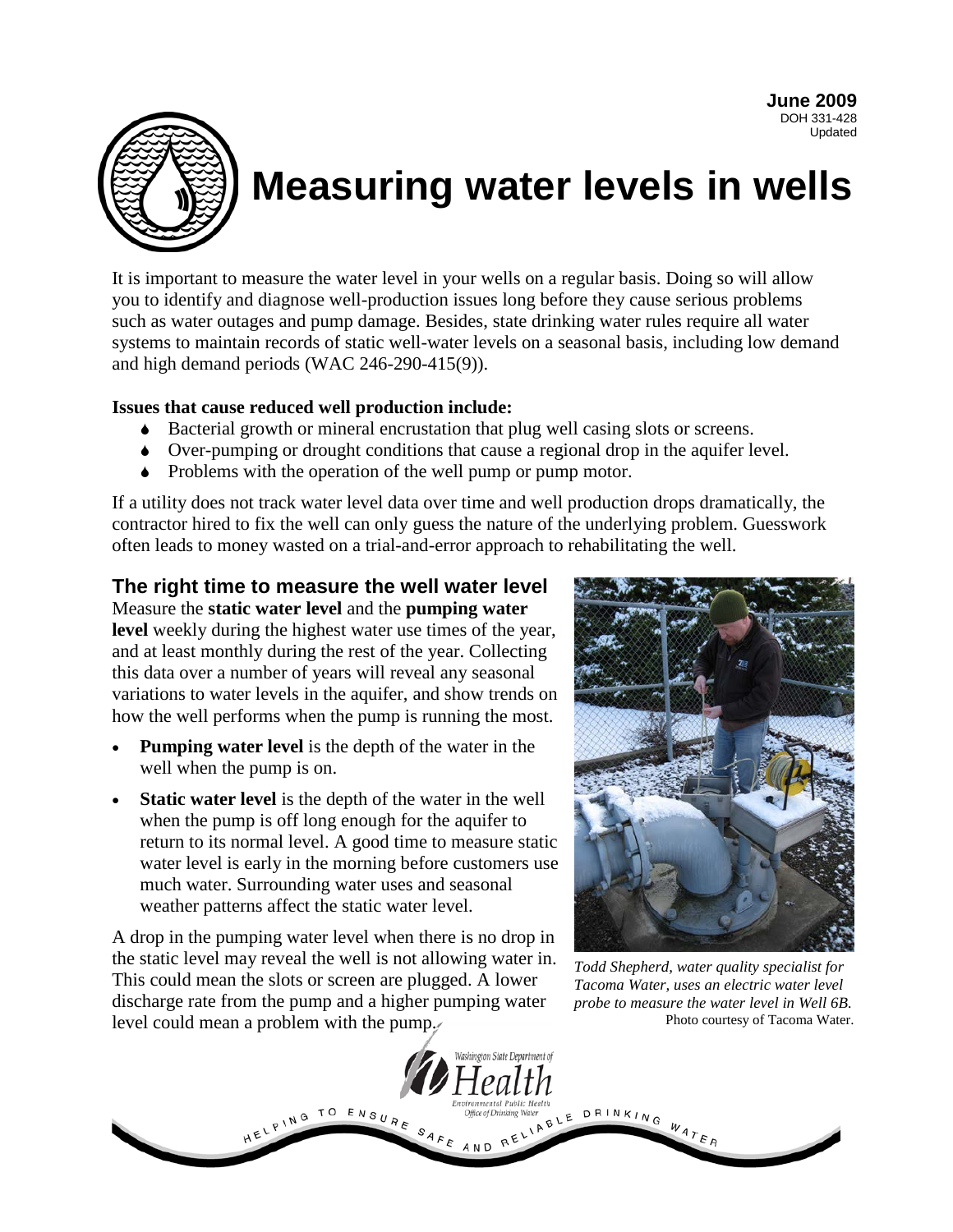June 2009
DOH 331-428
Updated

# Measuring water levels in wells

It is important to measure the water level in your wells on a regular basis. Doing so will allow you to identify and diagnose well-production issues long before they cause serious problems such as water outages and pump damage. Besides, state drinking water rules require all water systems to maintain records of static well-water levels on a seasonal basis, including low demand and high demand periods (WAC 246-290-415(9)).

**Issues that cause reduced well production include:**

- Bacterial growth or mineral encrustation that plug well casing slots or screens.
- Over-pumping or drought conditions that cause a regional drop in the aquifer level.
- Problems with the operation of the well pump or pump motor.

If a utility does not track water level data over time and well production drops dramatically, the contractor hired to fix the well can only guess the nature of the underlying problem. Guesswork often leads to money wasted on a trial-and-error approach to rehabilitating the well.

## The right time to measure the well water level

Measure the **static water level** and the **pumping water level** weekly during the highest water use times of the year, and at least monthly during the rest of the year. Collecting this data over a number of years will reveal any seasonal variations to water levels in the aquifer, and show trends on how the well performs when the pump is running the most.

- **Pumping water level** is the depth of the water in the well when the pump is on.
- **Static water level** is the depth of the water in the well when the pump is off long enough for the aquifer to return to its normal level. A good time to measure static water level is early in the morning before customers use much water. Surrounding water uses and seasonal weather patterns affect the static water level.

A drop in the pumping water level when there is no drop in the static level may reveal the well is not allowing water in. This could mean the slots or screen are plugged. A lower discharge rate from the pump and a higher pumping water level could mean a problem with the pump.

*Todd Shepherd, water quality specialist for Tacoma Water, uses an electric water level probe to measure the water level in Well 6B.*
Photo courtesy of Tacoma Water.

Washington State Department of Health
Environmental Public Health
Office of Drinking Water

HELPING TO ENSURE SAFE AND RELIABLE DRINKING WATER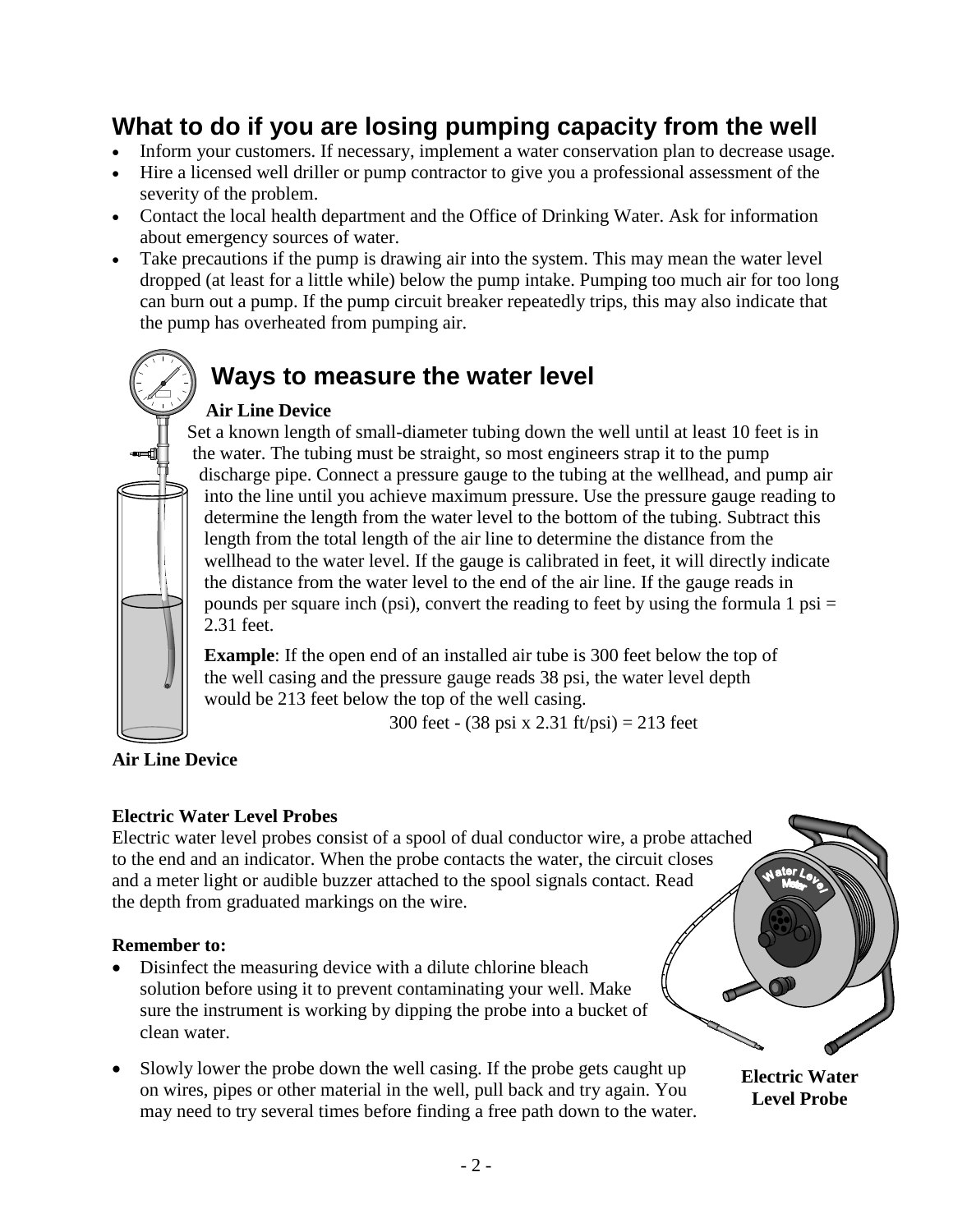## What to do if you are losing pumping capacity from the well

- Inform your customers. If necessary, implement a water conservation plan to decrease usage.
- Hire a licensed well driller or pump contractor to give you a professional assessment of the severity of the problem.
- Contact the local health department and the Office of Drinking Water. Ask for information about emergency sources of water.
- Take precautions if the pump is drawing air into the system. This may mean the water level dropped (at least for a little while) below the pump intake. Pumping too much air for too long can burn out a pump. If the pump circuit breaker repeatedly trips, this may also indicate that the pump has overheated from pumping air.

## Ways to measure the water level

**Air Line Device**

Set a known length of small-diameter tubing down the well until at least 10 feet is in the water. The tubing must be straight, so most engineers strap it to the pump discharge pipe. Connect a pressure gauge to the tubing at the wellhead, and pump air into the line until you achieve maximum pressure. Use the pressure gauge reading to determine the length from the water level to the bottom of the tubing. Subtract this length from the total length of the air line to determine the distance from the wellhead to the water level. If the gauge is calibrated in feet, it will directly indicate the distance from the water level to the end of the air line. If the gauge reads in pounds per square inch (psi), convert the reading to feet by using the formula 1 psi = 2.31 feet.

**Example**: If the open end of an installed air tube is 300 feet below the top of the well casing and the pressure gauge reads 38 psi, the water level depth would be 213 feet below the top of the well casing.

300 feet - (38 psi x 2.31 ft/psi) = 213 feet

**Air Line Device**

**Electric Water Level Probes**

Electric water level probes consist of a spool of dual conductor wire, a probe attached to the end and an indicator. When the probe contacts the water, the circuit closes and a meter light or audible buzzer attached to the spool signals contact. Read the depth from graduated markings on the wire.

**Remember to:**

- Disinfect the measuring device with a dilute chlorine bleach solution before using it to prevent contaminating your well. Make sure the instrument is working by dipping the probe into a bucket of clean water.
- Slowly lower the probe down the well casing. If the probe gets caught up on wires, pipes or other material in the well, pull back and try again. You may need to try several times before finding a free path down to the water.

**Electric Water Level Probe**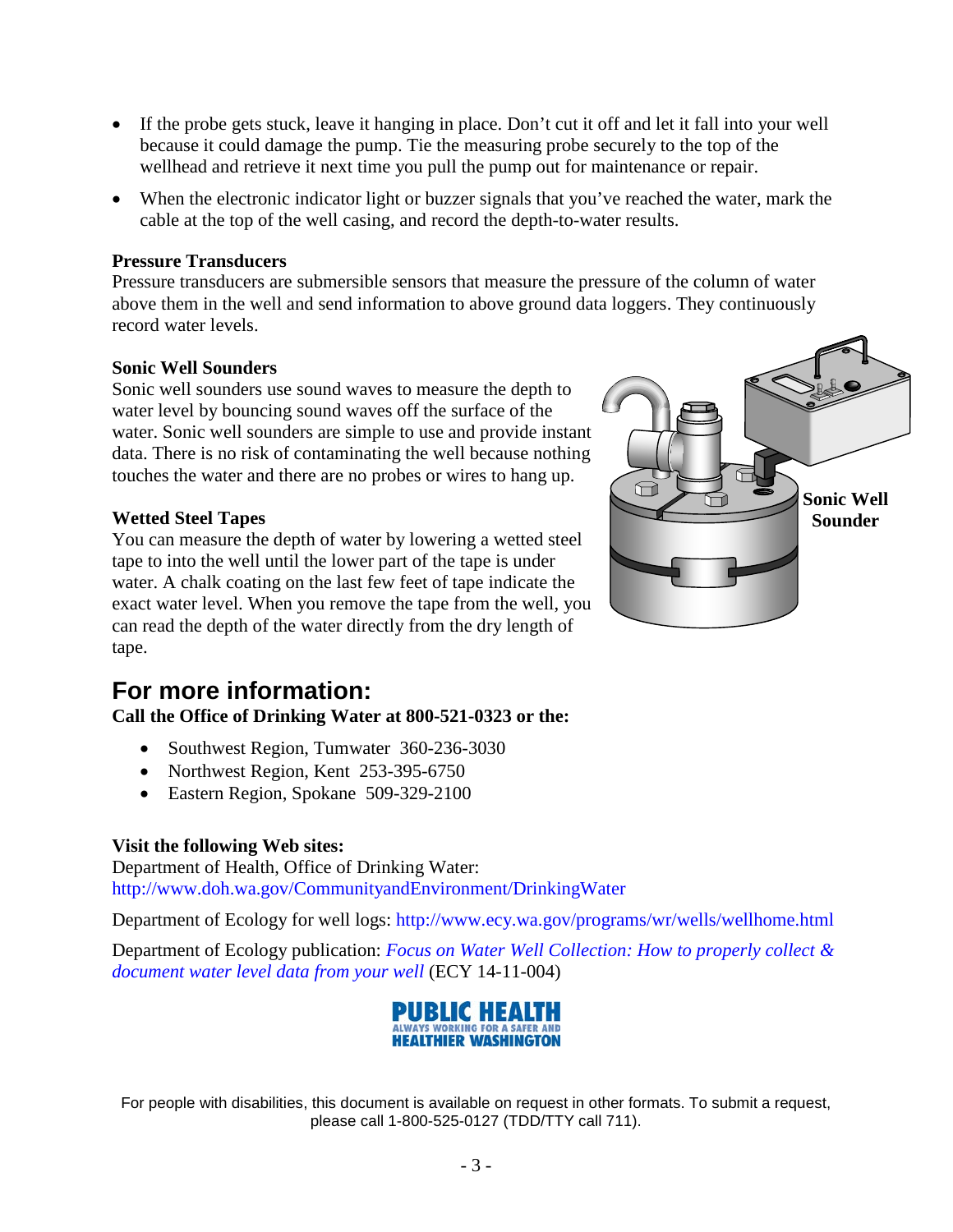- If the probe gets stuck, leave it hanging in place. Don't cut it off and let it fall into your well because it could damage the pump. Tie the measuring probe securely to the top of the wellhead and retrieve it next time you pull the pump out for maintenance or repair.
- When the electronic indicator light or buzzer signals that you've reached the water, mark the cable at the top of the well casing, and record the depth-to-water results.

**Pressure Transducers**

Pressure transducers are submersible sensors that measure the pressure of the column of water above them in the well and send information to above ground data loggers. They continuously record water levels.

**Sonic Well Sounders**

Sonic well sounders use sound waves to measure the depth to water level by bouncing sound waves off the surface of the water. Sonic well sounders are simple to use and provide instant data. There is no risk of contaminating the well because nothing touches the water and there are no probes or wires to hang up.

Sonic Well Sounder

**Wetted Steel Tapes**

You can measure the depth of water by lowering a wetted steel tape to into the well until the lower part of the tape is under water. A chalk coating on the last few feet of tape indicate the exact water level. When you remove the tape from the well, you can read the depth of the water directly from the dry length of tape.

## For more information:

**Call the Office of Drinking Water at 800-521-0323 or the:**

- Southwest Region, Tumwater 360-236-3030
- Northwest Region, Kent 253-395-6750
- Eastern Region, Spokane 509-329-2100

**Visit the following Web sites:**

Department of Health, Office of Drinking Water:
http://www.doh.wa.gov/CommunityandEnvironment/DrinkingWater

Department of Ecology for well logs: http://www.ecy.wa.gov/programs/wr/wells/wellhome.html

Department of Ecology publication: *Focus on Water Well Collection: How to properly collect & document water level data from your well* (ECY 14-11-004)

PUBLIC HEALTH
ALWAYS WORKING FOR A SAFER AND
HEALTHIER WASHINGTON

For people with disabilities, this document is available on request in other formats. To submit a request, please call 1-800-525-0127 (TDD/TTY call 711).